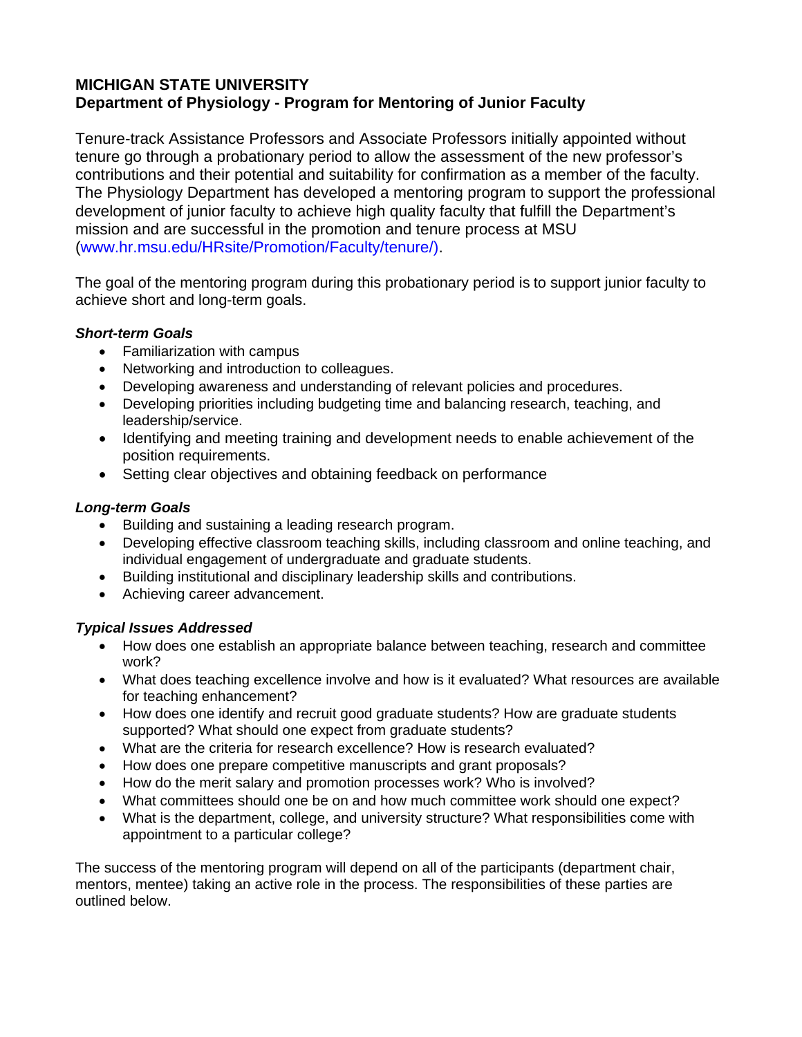# MICHIGAN STATE UNIVERSITY
## Department of Physiology - Program for Mentoring of Junior Faculty

Tenure-track Assistance Professors and Associate Professors initially appointed without tenure go through a probationary period to allow the assessment of the new professor's contributions and their potential and suitability for confirmation as a member of the faculty. The Physiology Department has developed a mentoring program to support the professional development of junior faculty to achieve high quality faculty that fulfill the Department's mission and are successful in the promotion and tenure process at MSU (www.hr.msu.edu/HRsite/Promotion/Faculty/tenure/).

The goal of the mentoring program during this probationary period is to support junior faculty to achieve short and long-term goals.

***Short-term Goals***

- Familiarization with campus
- Networking and introduction to colleagues.
- Developing awareness and understanding of relevant policies and procedures.
- Developing priorities including budgeting time and balancing research, teaching, and leadership/service.
- Identifying and meeting training and development needs to enable achievement of the position requirements.
- Setting clear objectives and obtaining feedback on performance

***Long-term Goals***

- Building and sustaining a leading research program.
- Developing effective classroom teaching skills, including classroom and online teaching, and individual engagement of undergraduate and graduate students.
- Building institutional and disciplinary leadership skills and contributions.
- Achieving career advancement.

***Typical Issues Addressed***

- How does one establish an appropriate balance between teaching, research and committee work?
- What does teaching excellence involve and how is it evaluated? What resources are available for teaching enhancement?
- How does one identify and recruit good graduate students? How are graduate students supported? What should one expect from graduate students?
- What are the criteria for research excellence? How is research evaluated?
- How does one prepare competitive manuscripts and grant proposals?
- How do the merit salary and promotion processes work? Who is involved?
- What committees should one be on and how much committee work should one expect?
- What is the department, college, and university structure? What responsibilities come with appointment to a particular college?

The success of the mentoring program will depend on all of the participants (department chair, mentors, mentee) taking an active role in the process. The responsibilities of these parties are outlined below.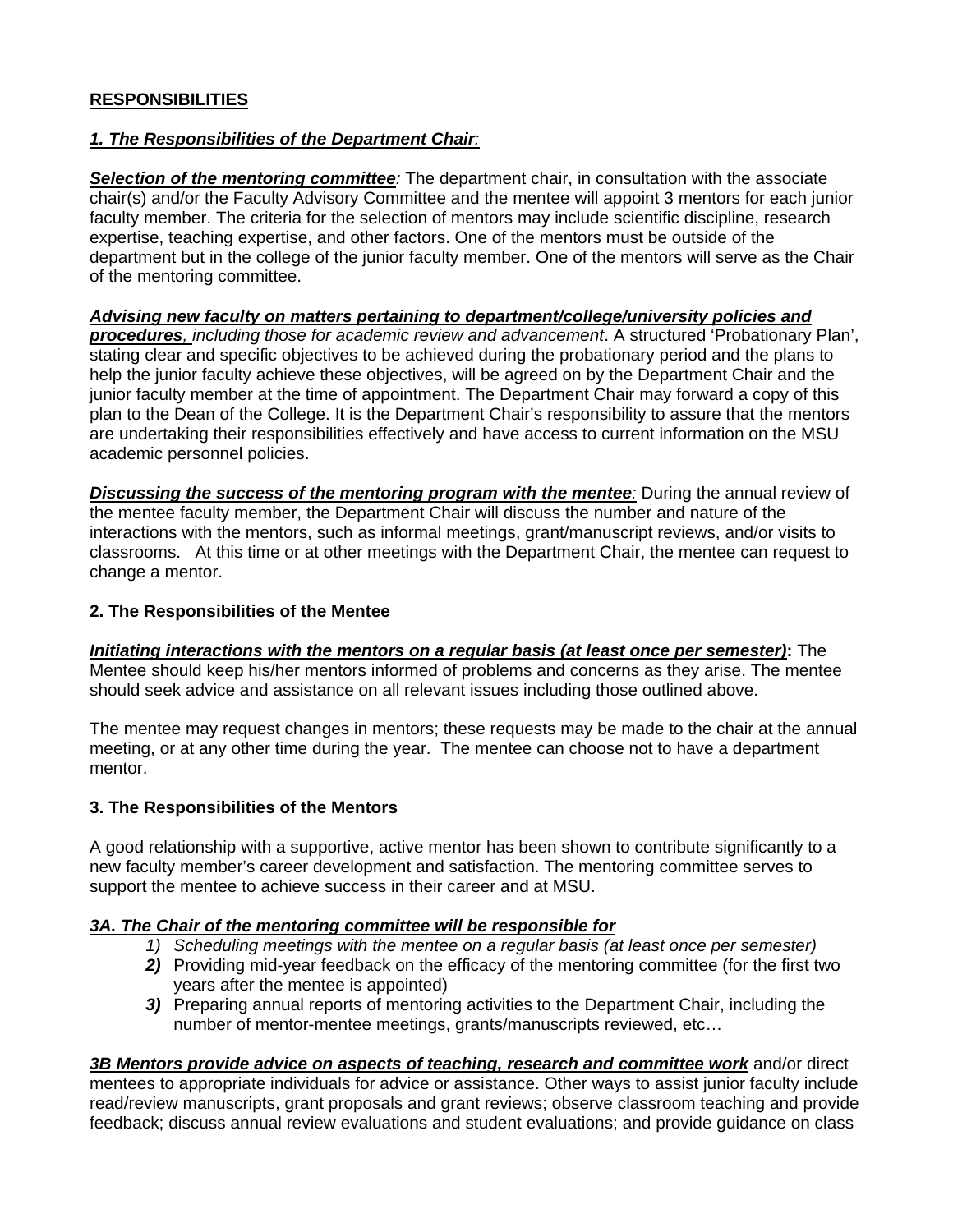**RESPONSIBILITIES**

***1. The Responsibilities of the Department Chair**:*

***Selection of the mentoring committee**:* The department chair, in consultation with the associate chair(s) and/or the Faculty Advisory Committee and the mentee will appoint 3 mentors for each junior faculty member. The criteria for the selection of mentors may include scientific discipline, research expertise, teaching expertise, and other factors. One of the mentors must be outside of the department but in the college of the junior faculty member. One of the mentors will serve as the Chair of the mentoring committee.

***Advising new faculty on matters pertaining to department/college/university policies and procedures**, including those for academic review and advancement*. A structured 'Probationary Plan', stating clear and specific objectives to be achieved during the probationary period and the plans to help the junior faculty achieve these objectives, will be agreed on by the Department Chair and the junior faculty member at the time of appointment. The Department Chair may forward a copy of this plan to the Dean of the College. It is the Department Chair's responsibility to assure that the mentors are undertaking their responsibilities effectively and have access to current information on the MSU academic personnel policies.

***Discussing the success of the mentoring program with the mentee**:* During the annual review of the mentee faculty member, the Department Chair will discuss the number and nature of the interactions with the mentors, such as informal meetings, grant/manuscript reviews, and/or visits to classrooms. At this time or at other meetings with the Department Chair, the mentee can request to change a mentor.

**2. The Responsibilities of the Mentee**

***Initiating interactions with the mentors on a regular basis (at least once per semester)*:** The Mentee should keep his/her mentors informed of problems and concerns as they arise. The mentee should seek advice and assistance on all relevant issues including those outlined above.

The mentee may request changes in mentors; these requests may be made to the chair at the annual meeting, or at any other time during the year. The mentee can choose not to have a department mentor.

**3. The Responsibilities of the Mentors**

A good relationship with a supportive, active mentor has been shown to contribute significantly to a new faculty member's career development and satisfaction. The mentoring committee serves to support the mentee to achieve success in their career and at MSU.

***3A. The Chair of the mentoring committee will be responsible for***

1) *Scheduling meetings with the mentee on a regular basis (at least once per semester)*
2) Providing mid-year feedback on the efficacy of the mentoring committee (for the first two years after the mentee is appointed)
3) Preparing annual reports of mentoring activities to the Department Chair, including the number of mentor-mentee meetings, grants/manuscripts reviewed, etc…

***3B Mentors provide advice on aspects of teaching, research and committee work*** and/or direct mentees to appropriate individuals for advice or assistance. Other ways to assist junior faculty include read/review manuscripts, grant proposals and grant reviews; observe classroom teaching and provide feedback; discuss annual review evaluations and student evaluations; and provide guidance on class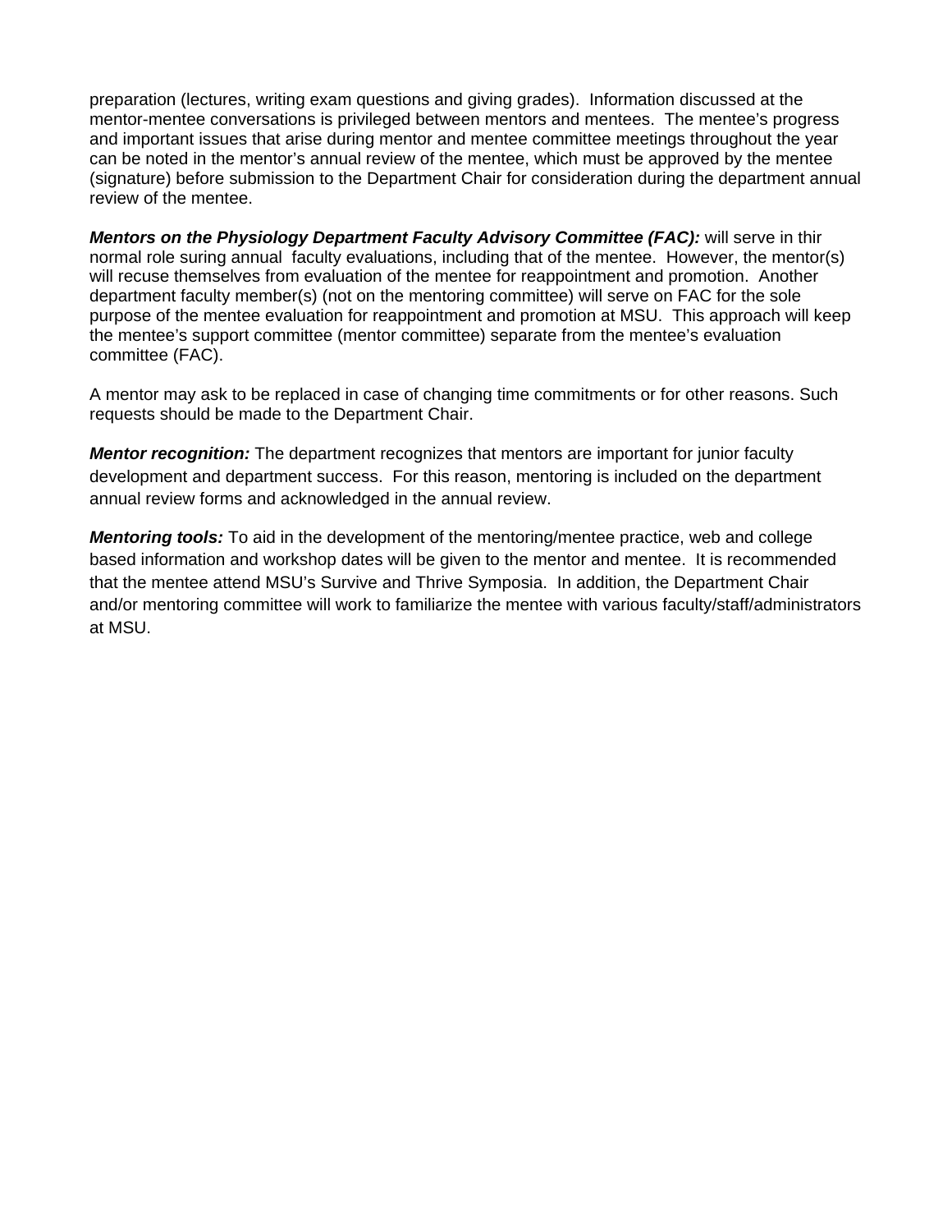preparation (lectures, writing exam questions and giving grades). Information discussed at the mentor-mentee conversations is privileged between mentors and mentees. The mentee's progress and important issues that arise during mentor and mentee committee meetings throughout the year can be noted in the mentor's annual review of the mentee, which must be approved by the mentee (signature) before submission to the Department Chair for consideration during the department annual review of the mentee.

***Mentors on the Physiology Department Faculty Advisory Committee (FAC):*** will serve in thir normal role suring annual faculty evaluations, including that of the mentee. However, the mentor(s) will recuse themselves from evaluation of the mentee for reappointment and promotion. Another department faculty member(s) (not on the mentoring committee) will serve on FAC for the sole purpose of the mentee evaluation for reappointment and promotion at MSU. This approach will keep the mentee's support committee (mentor committee) separate from the mentee's evaluation committee (FAC).

A mentor may ask to be replaced in case of changing time commitments or for other reasons. Such requests should be made to the Department Chair.

***Mentor recognition:*** The department recognizes that mentors are important for junior faculty development and department success. For this reason, mentoring is included on the department annual review forms and acknowledged in the annual review.

***Mentoring tools:*** To aid in the development of the mentoring/mentee practice, web and college based information and workshop dates will be given to the mentor and mentee. It is recommended that the mentee attend MSU's Survive and Thrive Symposia. In addition, the Department Chair and/or mentoring committee will work to familiarize the mentee with various faculty/staff/administrators at MSU.